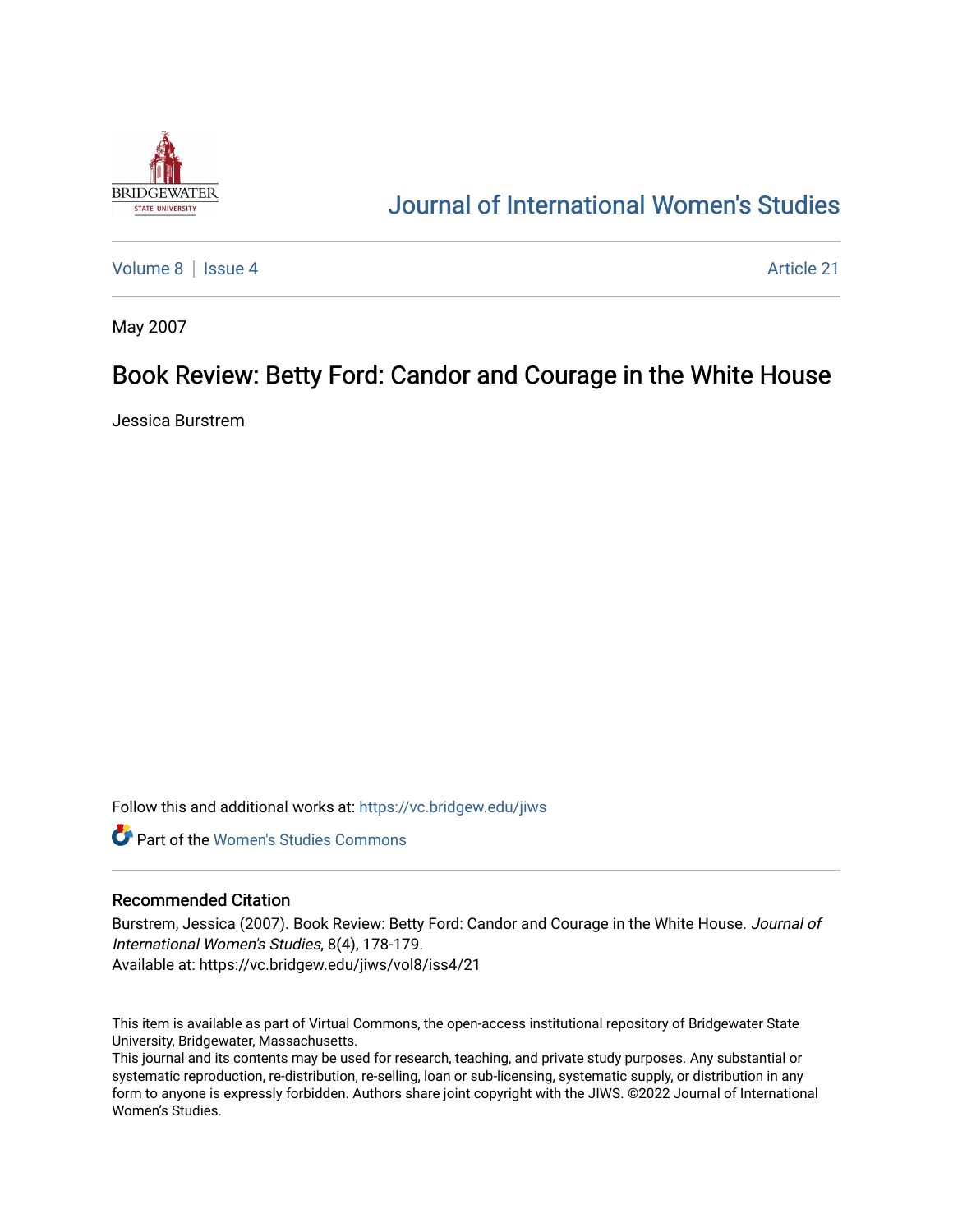BRIDGEWATER STATE UNIVERSITY

# Journal of International Women's Studies

Volume 8 | Issue 4 Article 21

May 2007

## Book Review: Betty Ford: Candor and Courage in the White House

Jessica Burstrem

Follow this and additional works at: https://vc.bridgew.edu/jiws

Part of the Women's Studies Commons

### Recommended Citation

Burstrem, Jessica (2007). Book Review: Betty Ford: Candor and Courage in the White House. *Journal of International Women's Studies*, 8(4), 178-179.
Available at: https://vc.bridgew.edu/jiws/vol8/iss4/21

This item is available as part of Virtual Commons, the open-access institutional repository of Bridgewater State University, Bridgewater, Massachusetts.
This journal and its contents may be used for research, teaching, and private study purposes. Any substantial or systematic reproduction, re-distribution, re-selling, loan or sub-licensing, systematic supply, or distribution in any form to anyone is expressly forbidden. Authors share joint copyright with the JIWS. ©2022 Journal of International Women's Studies.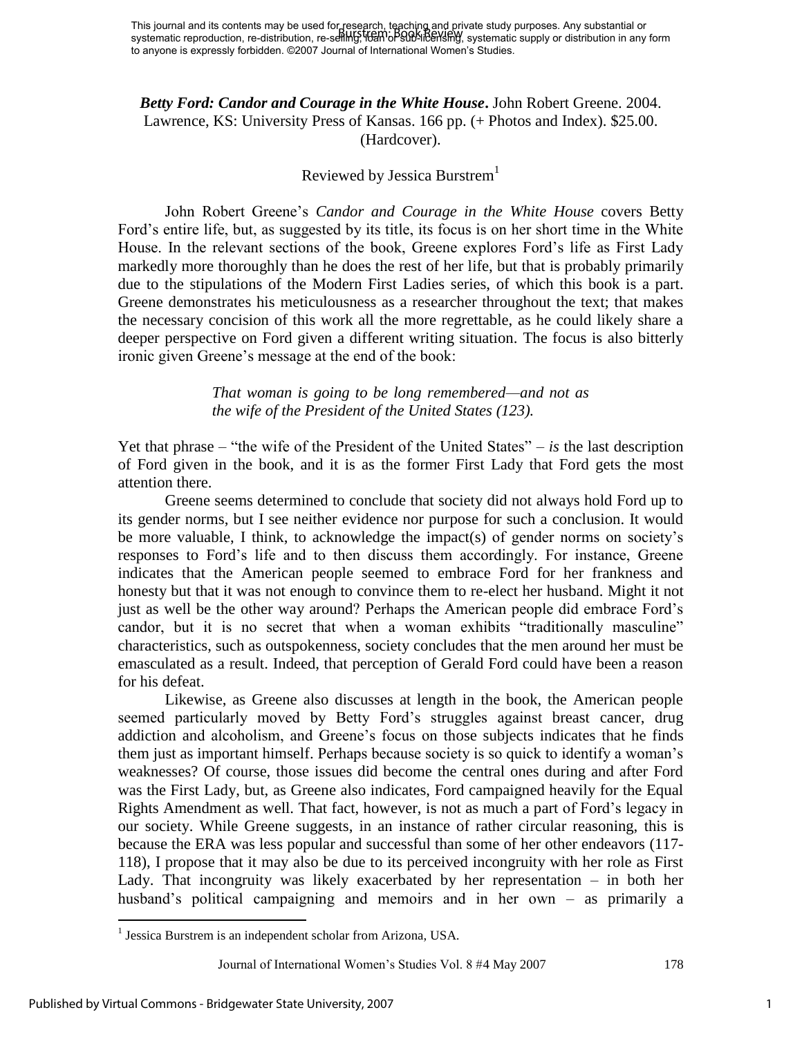This journal and its contents may be used for research, teaching and private study purposes. Any substantial or systematic reproduction, re-distribution, re-selling, loan or sub-licensing, systematic supply or distribution in any form to anyone is expressly forbidden. ©2007 Journal of International Women's Studies.

***Betty Ford: Candor and Courage in the White House*.** John Robert Greene. 2004. Lawrence, KS: University Press of Kansas. 166 pp. (+ Photos and Index). $25.00. (Hardcover).

Reviewed by Jessica Burstrem[1]

John Robert Greene's *Candor and Courage in the White House* covers Betty Ford's entire life, but, as suggested by its title, its focus is on her short time in the White House. In the relevant sections of the book, Greene explores Ford's life as First Lady markedly more thoroughly than he does the rest of her life, but that is probably primarily due to the stipulations of the Modern First Ladies series, of which this book is a part. Greene demonstrates his meticulousness as a researcher throughout the text; that makes the necessary concision of this work all the more regrettable, as he could likely share a deeper perspective on Ford given a different writing situation. The focus is also bitterly ironic given Greene's message at the end of the book:

> *That woman is going to be long remembered—and not as the wife of the President of the United States (123).*

Yet that phrase – "the wife of the President of the United States" – *is* the last description of Ford given in the book, and it is as the former First Lady that Ford gets the most attention there.

Greene seems determined to conclude that society did not always hold Ford up to its gender norms, but I see neither evidence nor purpose for such a conclusion. It would be more valuable, I think, to acknowledge the impact(s) of gender norms on society's responses to Ford's life and to then discuss them accordingly. For instance, Greene indicates that the American people seemed to embrace Ford for her frankness and honesty but that it was not enough to convince them to re-elect her husband. Might it not just as well be the other way around? Perhaps the American people did embrace Ford's candor, but it is no secret that when a woman exhibits "traditionally masculine" characteristics, such as outspokenness, society concludes that the men around her must be emasculated as a result. Indeed, that perception of Gerald Ford could have been a reason for his defeat.

Likewise, as Greene also discusses at length in the book, the American people seemed particularly moved by Betty Ford's struggles against breast cancer, drug addiction and alcoholism, and Greene's focus on those subjects indicates that he finds them just as important himself. Perhaps because society is so quick to identify a woman's weaknesses? Of course, those issues did become the central ones during and after Ford was the First Lady, but, as Greene also indicates, Ford campaigned heavily for the Equal Rights Amendment as well. That fact, however, is not as much a part of Ford's legacy in our society. While Greene suggests, in an instance of rather circular reasoning, this is because the ERA was less popular and successful than some of her other endeavors (117-118), I propose that it may also be due to its perceived incongruity with her role as First Lady. That incongruity was likely exacerbated by her representation – in both her husband's political campaigning and memoirs and in her own – as primarily a

[1] Jessica Burstrem is an independent scholar from Arizona, USA.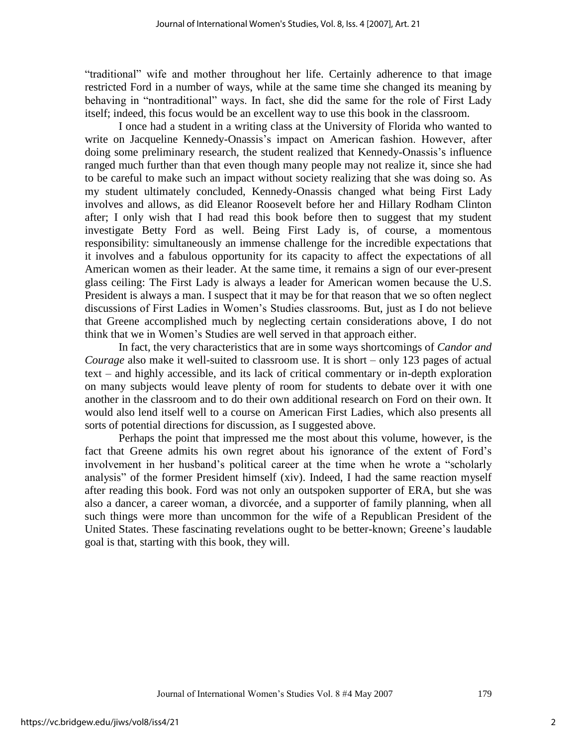"traditional" wife and mother throughout her life. Certainly adherence to that image restricted Ford in a number of ways, while at the same time she changed its meaning by behaving in "nontraditional" ways. In fact, she did the same for the role of First Lady itself; indeed, this focus would be an excellent way to use this book in the classroom.

I once had a student in a writing class at the University of Florida who wanted to write on Jacqueline Kennedy-Onassis's impact on American fashion. However, after doing some preliminary research, the student realized that Kennedy-Onassis's influence ranged much further than that even though many people may not realize it, since she had to be careful to make such an impact without society realizing that she was doing so. As my student ultimately concluded, Kennedy-Onassis changed what being First Lady involves and allows, as did Eleanor Roosevelt before her and Hillary Rodham Clinton after; I only wish that I had read this book before then to suggest that my student investigate Betty Ford as well. Being First Lady is, of course, a momentous responsibility: simultaneously an immense challenge for the incredible expectations that it involves and a fabulous opportunity for its capacity to affect the expectations of all American women as their leader. At the same time, it remains a sign of our ever-present glass ceiling: The First Lady is always a leader for American women because the U.S. President is always a man. I suspect that it may be for that reason that we so often neglect discussions of First Ladies in Women's Studies classrooms. But, just as I do not believe that Greene accomplished much by neglecting certain considerations above, I do not think that we in Women's Studies are well served in that approach either.

In fact, the very characteristics that are in some ways shortcomings of *Candor and Courage* also make it well-suited to classroom use. It is short – only 123 pages of actual text – and highly accessible, and its lack of critical commentary or in-depth exploration on many subjects would leave plenty of room for students to debate over it with one another in the classroom and to do their own additional research on Ford on their own. It would also lend itself well to a course on American First Ladies, which also presents all sorts of potential directions for discussion, as I suggested above.

Perhaps the point that impressed me the most about this volume, however, is the fact that Greene admits his own regret about his ignorance of the extent of Ford's involvement in her husband's political career at the time when he wrote a "scholarly analysis" of the former President himself (xiv). Indeed, I had the same reaction myself after reading this book. Ford was not only an outspoken supporter of ERA, but she was also a dancer, a career woman, a divorcée, and a supporter of family planning, when all such things were more than uncommon for the wife of a Republican President of the United States. These fascinating revelations ought to be better-known; Greene's laudable goal is that, starting with this book, they will.